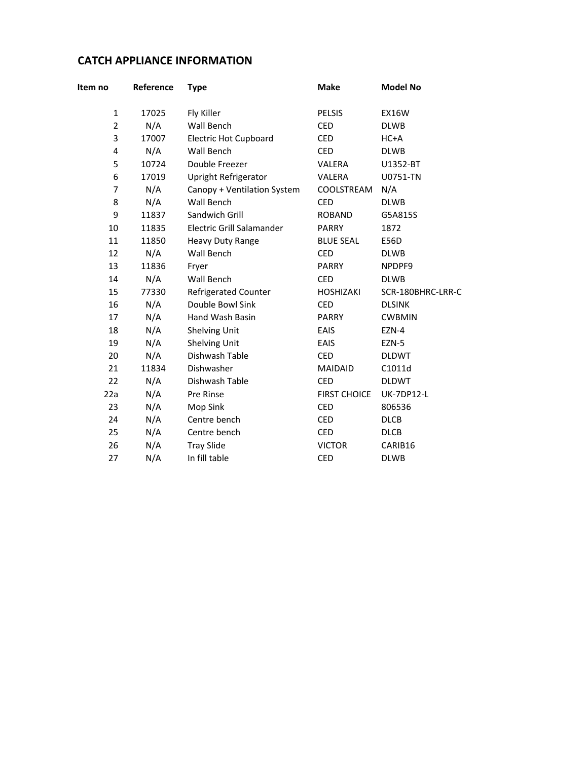# CATCH APPLIANCE INFORMATION

| Item no | Reference | Type | Make | Model No |
|---|---|---|---|---|
| 1 | 17025 | Fly Killer | PELSIS | EX16W |
| 2 | N/A | Wall Bench | CED | DLWB |
| 3 | 17007 | Electric Hot Cupboard | CED | HC+A |
| 4 | N/A | Wall Bench | CED | DLWB |
| 5 | 10724 | Double Freezer | VALERA | U1352-BT |
| 6 | 17019 | Upright Refrigerator | VALERA | U0751-TN |
| 7 | N/A | Canopy + Ventilation System | COOLSTREAM | N/A |
| 8 | N/A | Wall Bench | CED | DLWB |
| 9 | 11837 | Sandwich Grill | ROBAND | G5A815S |
| 10 | 11835 | Electric Grill Salamander | PARRY | 1872 |
| 11 | 11850 | Heavy Duty Range | BLUE SEAL | E56D |
| 12 | N/A | Wall Bench | CED | DLWB |
| 13 | 11836 | Fryer | PARRY | NPDPF9 |
| 14 | N/A | Wall Bench | CED | DLWB |
| 15 | 77330 | Refrigerated Counter | HOSHIZAKI | SCR-180BHRC-LRR-C |
| 16 | N/A | Double Bowl Sink | CED | DLSINK |
| 17 | N/A | Hand Wash Basin | PARRY | CWBMIN |
| 18 | N/A | Shelving Unit | EAIS | EZN-4 |
| 19 | N/A | Shelving Unit | EAIS | EZN-5 |
| 20 | N/A | Dishwash Table | CED | DLDWT |
| 21 | 11834 | Dishwasher | MAIDAID | C1011d |
| 22 | N/A | Dishwash Table | CED | DLDWT |
| 22a | N/A | Pre Rinse | FIRST CHOICE | UK-7DP12-L |
| 23 | N/A | Mop Sink | CED | 806536 |
| 24 | N/A | Centre bench | CED | DLCB |
| 25 | N/A | Centre bench | CED | DLCB |
| 26 | N/A | Tray Slide | VICTOR | CARIB16 |
| 27 | N/A | In fill table | CED | DLWB |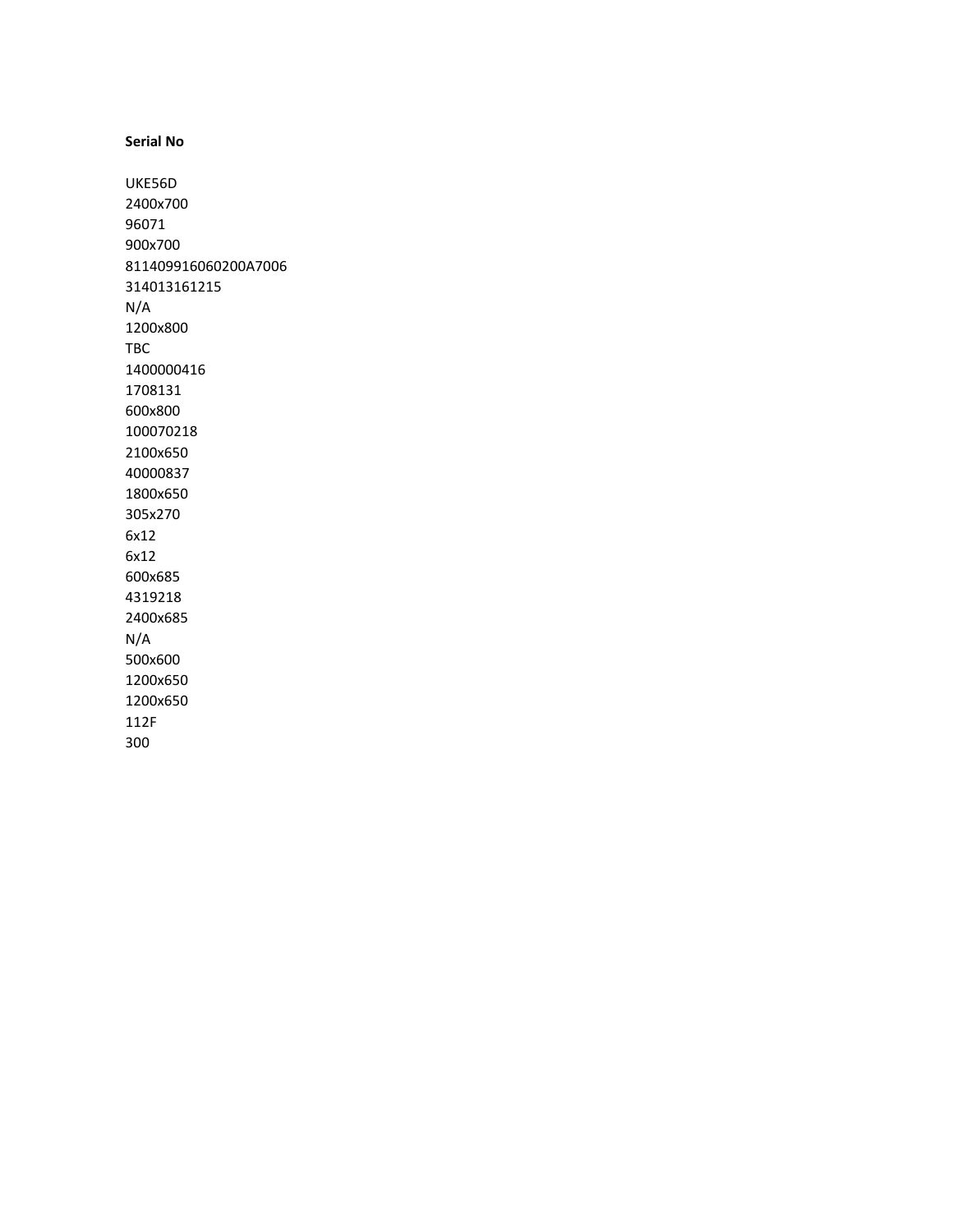**Serial No**

UKE56D
2400x700
96071
900x700
811409916060200A7006
314013161215
N/A
1200x800
TBC
1400000416
1708131
600x800
100070218
2100x650
40000837
1800x650
305x270
6x12
6x12
600x685
4319218
2400x685
N/A
500x600
1200x650
1200x650
112F
300